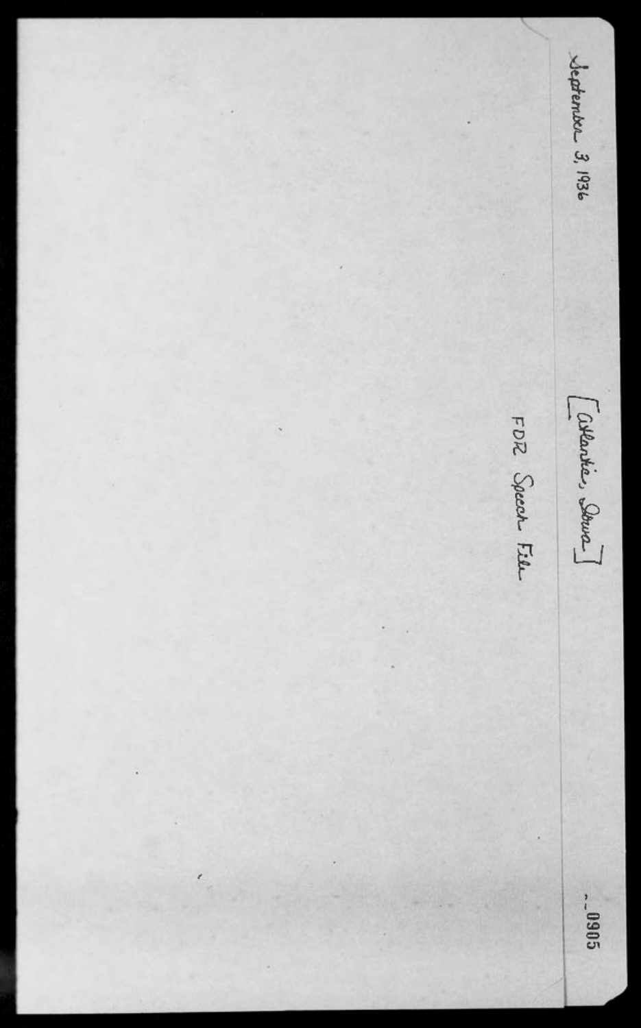September 3, 1936

[Atlantic, Iowa]

FDR Speech File

0905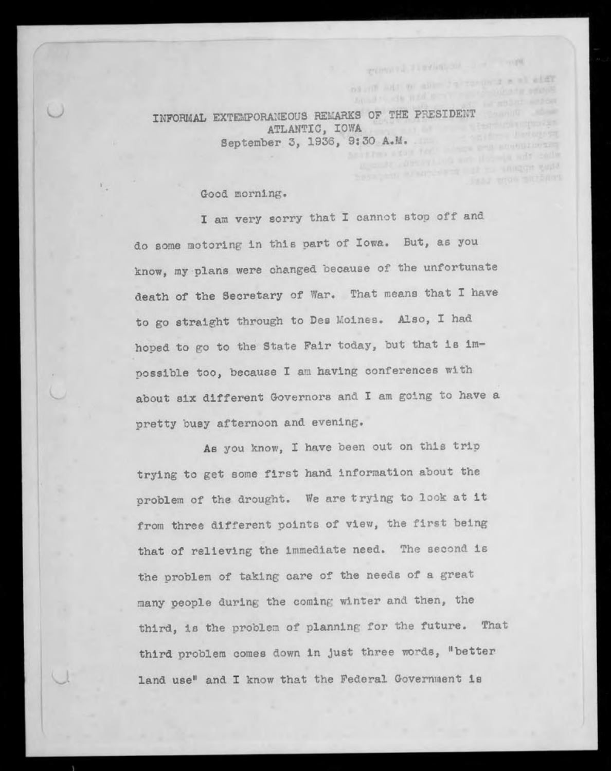INFORMAL EXTEMPORANEOUS REMARKS OF THE PRESIDENT
ATLANTIC, IOWA
September 3, 1936, 9:30 A.M.

Good morning.

I am very sorry that I cannot stop off and do some motoring in this part of Iowa. But, as you know, my plans were changed because of the unfortunate death of the Secretary of War. That means that I have to go straight through to Des Moines. Also, I had hoped to go to the State Fair today, but that is impossible too, because I am having conferences with about six different Governors and I am going to have a pretty busy afternoon and evening.

As you know, I have been out on this trip trying to get some first hand information about the problem of the drought. We are trying to look at it from three different points of view, the first being that of relieving the immediate need. The second is the problem of taking care of the needs of a great many people during the coming winter and then, the third, is the problem of planning for the future. That third problem comes down in just three words, "better land use" and I know that the Federal Government is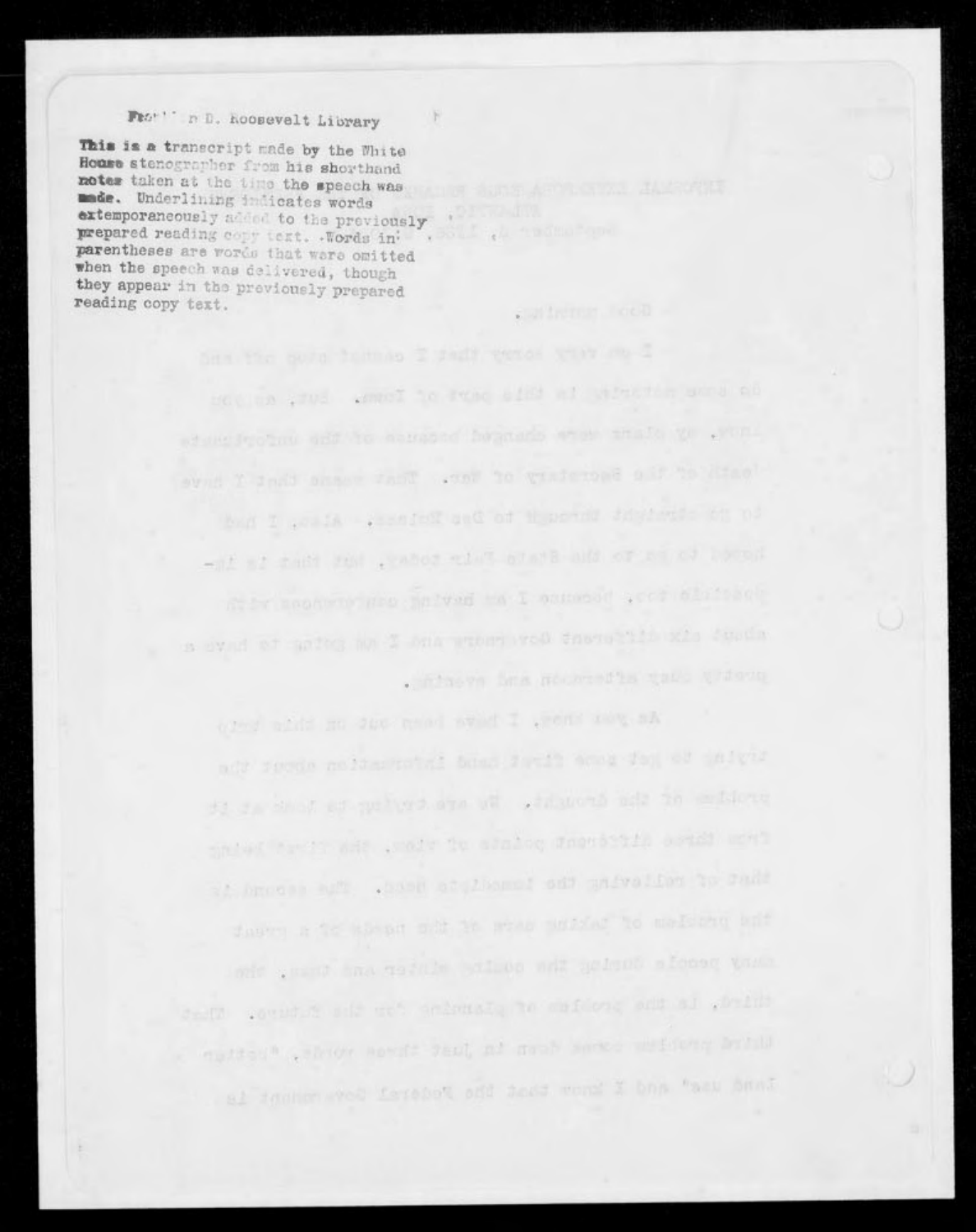Franklin D. Roosevelt Library

**This is a transcript made by the White House stenographer from his shorthand notes taken at the time the speech was made.** Underlining indicates words extemporaneously added to the previously prepared reading copy text. Words in parentheses are words that were omitted when the speech was delivered, though they appear in the previously prepared reading copy text.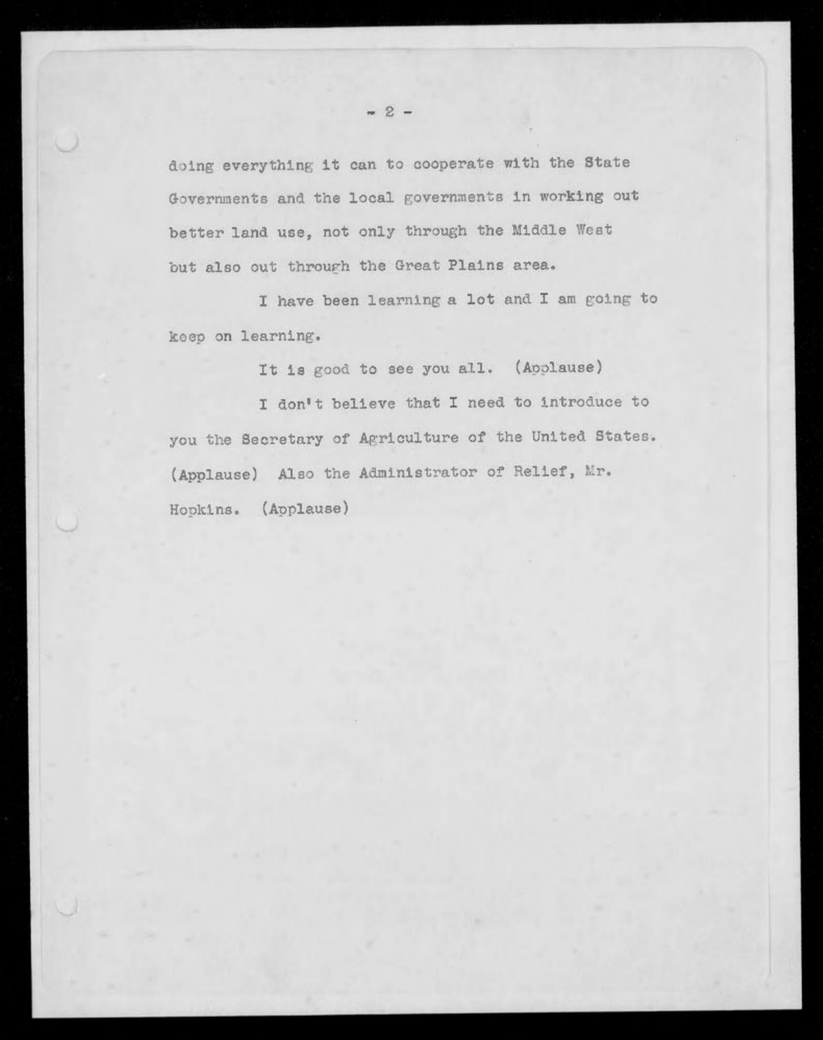doing everything it can to cooperate with the State Governments and the local governments in working out better land use, not only through the Middle West but also out through the Great Plains area.

I have been learning a lot and I am going to keep on learning.

It is good to see you all. (Applause)

I don't believe that I need to introduce to you the Secretary of Agriculture of the United States. (Applause) Also the Administrator of Relief, Mr. Hopkins. (Applause)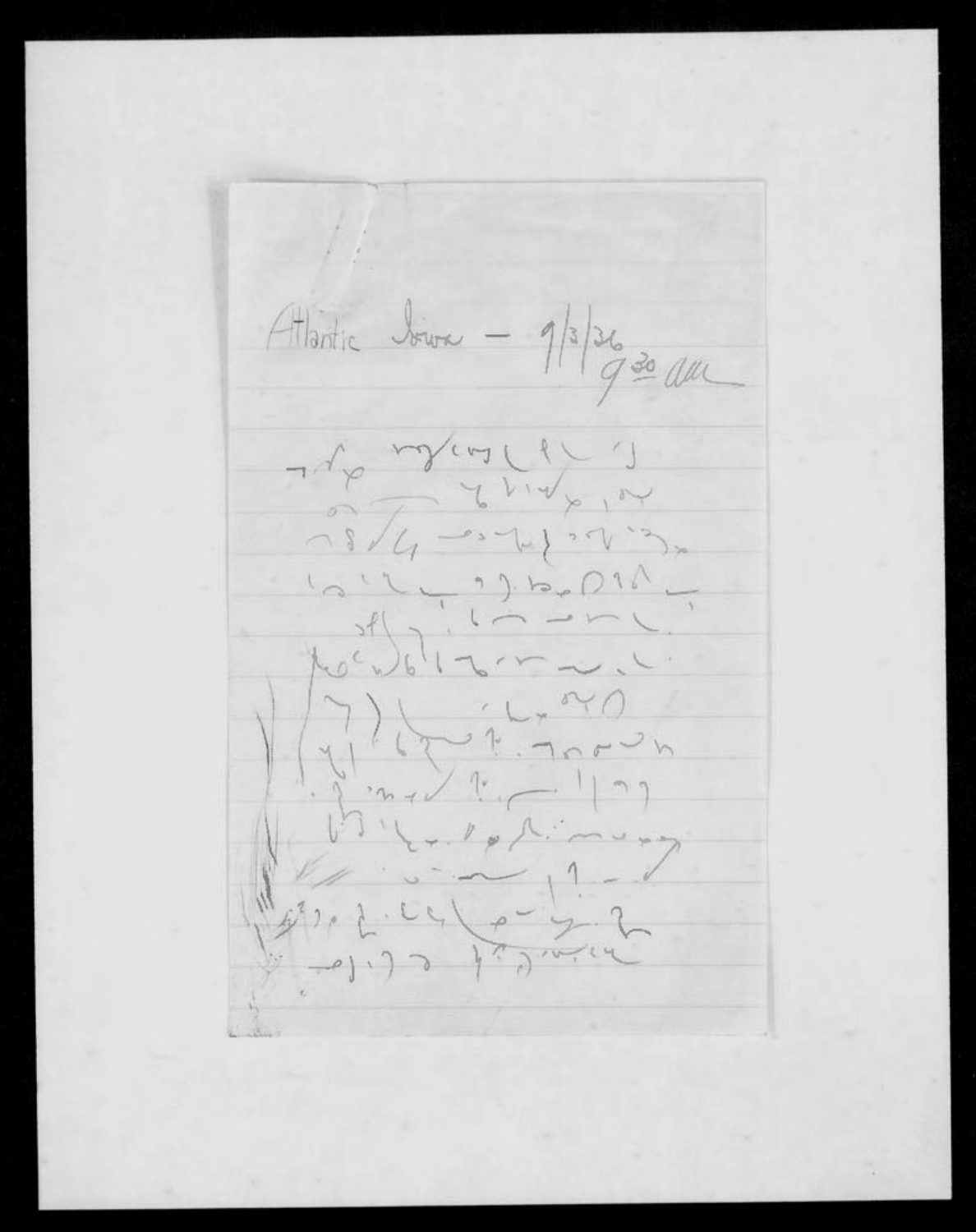Atlantic Iowa – 9/3/36
9:30 am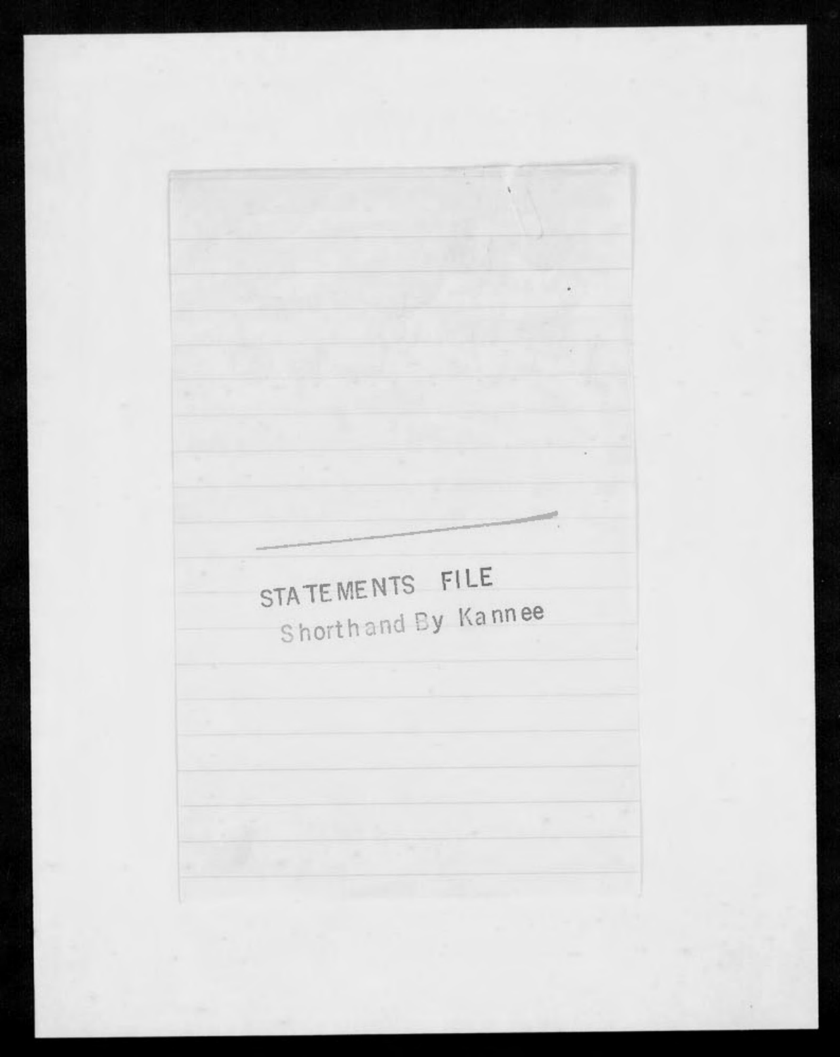STATEMENTS FILE
Shorthand By Kannee